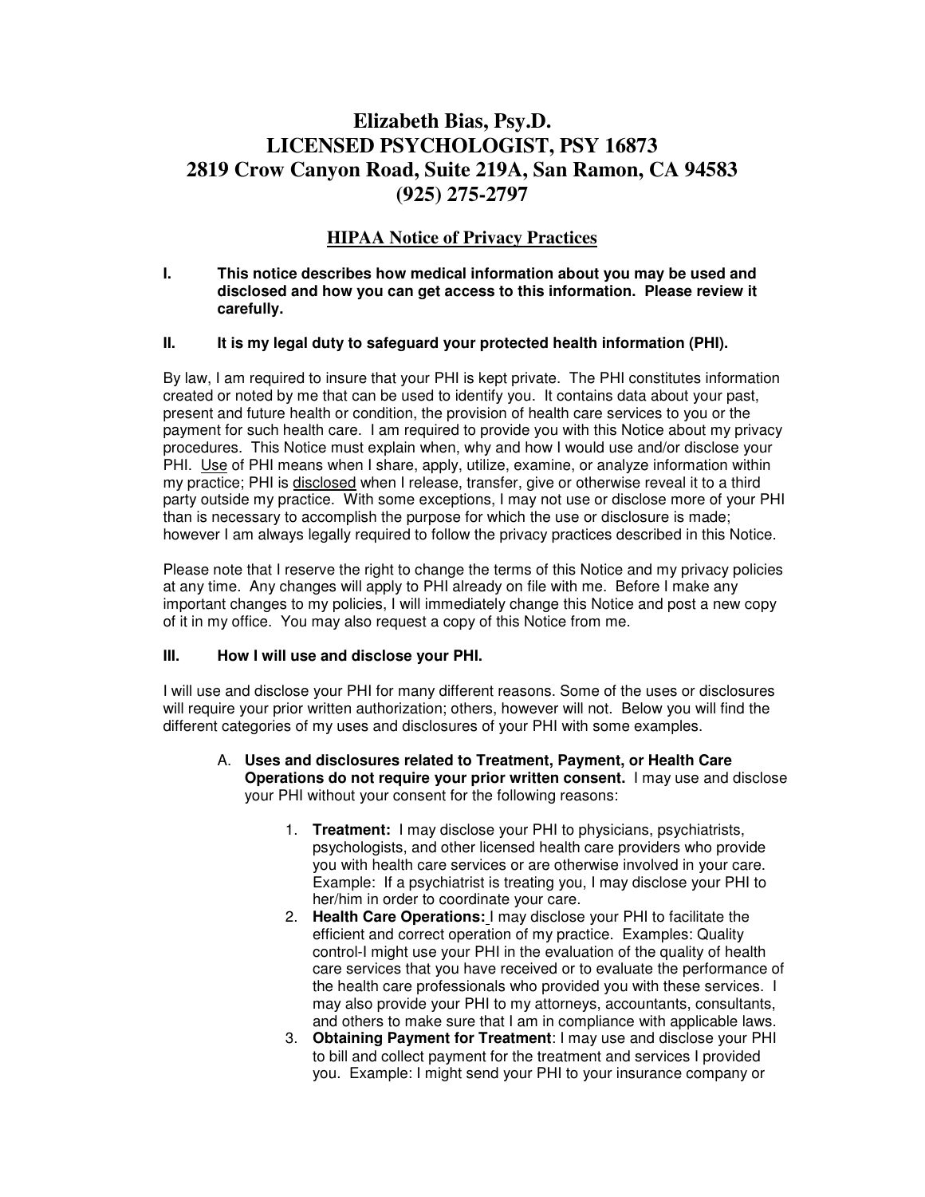# Elizabeth Bias, Psy.D.
# LICENSED PSYCHOLOGIST, PSY 16873
# 2819 Crow Canyon Road, Suite 219A, San Ramon, CA 94583
# (925) 275-2797

## HIPAA Notice of Privacy Practices

**I. This notice describes how medical information about you may be used and disclosed and how you can get access to this information. Please review it carefully.**

**II. It is my legal duty to safeguard your protected health information (PHI).**

By law, I am required to insure that your PHI is kept private. The PHI constitutes information created or noted by me that can be used to identify you. It contains data about your past, present and future health or condition, the provision of health care services to you or the payment for such health care. I am required to provide you with this Notice about my privacy procedures. This Notice must explain when, why and how I would use and/or disclose your PHI. Use of PHI means when I share, apply, utilize, examine, or analyze information within my practice; PHI is disclosed when I release, transfer, give or otherwise reveal it to a third party outside my practice. With some exceptions, I may not use or disclose more of your PHI than is necessary to accomplish the purpose for which the use or disclosure is made; however I am always legally required to follow the privacy practices described in this Notice.

Please note that I reserve the right to change the terms of this Notice and my privacy policies at any time. Any changes will apply to PHI already on file with me. Before I make any important changes to my policies, I will immediately change this Notice and post a new copy of it in my office. You may also request a copy of this Notice from me.

**III. How I will use and disclose your PHI.**

I will use and disclose your PHI for many different reasons. Some of the uses or disclosures will require your prior written authorization; others, however will not. Below you will find the different categories of my uses and disclosures of your PHI with some examples.

A. **Uses and disclosures related to Treatment, Payment, or Health Care Operations do not require your prior written consent.** I may use and disclose your PHI without your consent for the following reasons:

1. **Treatment:** I may disclose your PHI to physicians, psychiatrists, psychologists, and other licensed health care providers who provide you with health care services or are otherwise involved in your care. Example: If a psychiatrist is treating you, I may disclose your PHI to her/him in order to coordinate your care.
2. **Health Care Operations:** I may disclose your PHI to facilitate the efficient and correct operation of my practice. Examples: Quality control-I might use your PHI in the evaluation of the quality of health care services that you have received or to evaluate the performance of the health care professionals who provided you with these services. I may also provide your PHI to my attorneys, accountants, consultants, and others to make sure that I am in compliance with applicable laws.
3. **Obtaining Payment for Treatment**: I may use and disclose your PHI to bill and collect payment for the treatment and services I provided you. Example: I might send your PHI to your insurance company or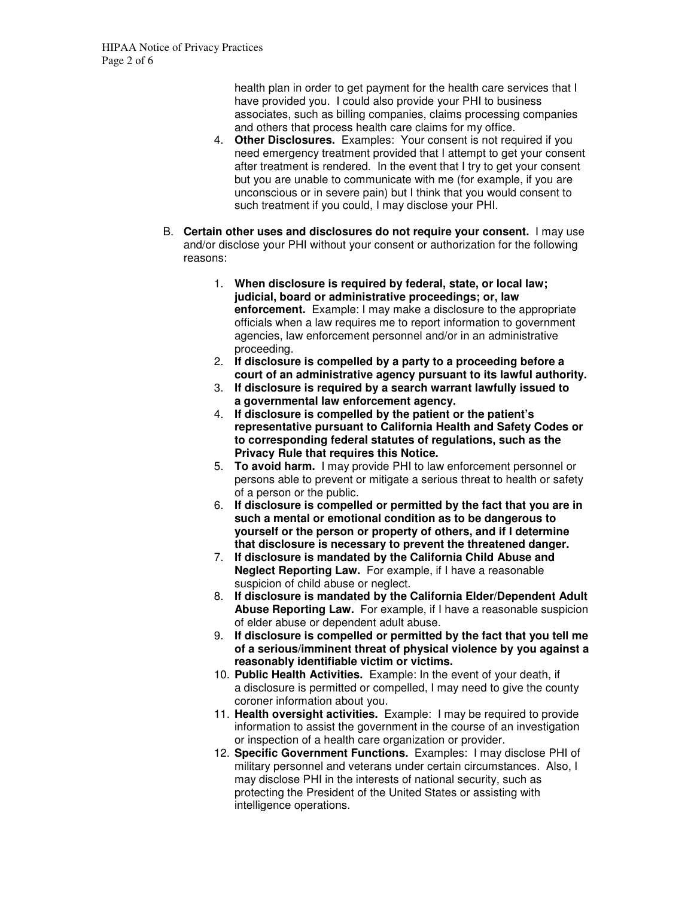health plan in order to get payment for the health care services that I have provided you. I could also provide your PHI to business associates, such as billing companies, claims processing companies and others that process health care claims for my office.

4. **Other Disclosures.** Examples: Your consent is not required if you need emergency treatment provided that I attempt to get your consent after treatment is rendered. In the event that I try to get your consent but you are unable to communicate with me (for example, if you are unconscious or in severe pain) but I think that you would consent to such treatment if you could, I may disclose your PHI.

B. **Certain other uses and disclosures do not require your consent.** I may use and/or disclose your PHI without your consent or authorization for the following reasons:

1. **When disclosure is required by federal, state, or local law; judicial, board or administrative proceedings; or, law enforcement.** Example: I may make a disclosure to the appropriate officials when a law requires me to report information to government agencies, law enforcement personnel and/or in an administrative proceeding.
2. **If disclosure is compelled by a party to a proceeding before a court of an administrative agency pursuant to its lawful authority.**
3. **If disclosure is required by a search warrant lawfully issued to a governmental law enforcement agency.**
4. **If disclosure is compelled by the patient or the patient's representative pursuant to California Health and Safety Codes or to corresponding federal statutes of regulations, such as the Privacy Rule that requires this Notice.**
5. **To avoid harm.** I may provide PHI to law enforcement personnel or persons able to prevent or mitigate a serious threat to health or safety of a person or the public.
6. **If disclosure is compelled or permitted by the fact that you are in such a mental or emotional condition as to be dangerous to yourself or the person or property of others, and if I determine that disclosure is necessary to prevent the threatened danger.**
7. **If disclosure is mandated by the California Child Abuse and Neglect Reporting Law.** For example, if I have a reasonable suspicion of child abuse or neglect.
8. **If disclosure is mandated by the California Elder/Dependent Adult Abuse Reporting Law.** For example, if I have a reasonable suspicion of elder abuse or dependent adult abuse.
9. **If disclosure is compelled or permitted by the fact that you tell me of a serious/imminent threat of physical violence by you against a reasonably identifiable victim or victims.**
10. **Public Health Activities.** Example: In the event of your death, if a disclosure is permitted or compelled, I may need to give the county coroner information about you.
11. **Health oversight activities.** Example: I may be required to provide information to assist the government in the course of an investigation or inspection of a health care organization or provider.
12. **Specific Government Functions.** Examples: I may disclose PHI of military personnel and veterans under certain circumstances. Also, I may disclose PHI in the interests of national security, such as protecting the President of the United States or assisting with intelligence operations.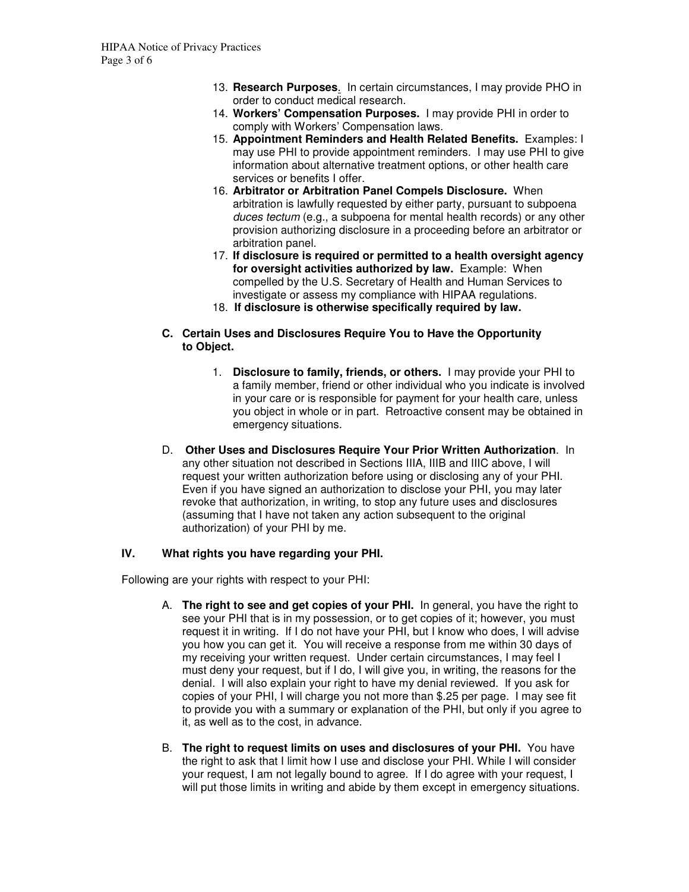13. **Research Purposes**. In certain circumstances, I may provide PHO in order to conduct medical research.
14. **Workers' Compensation Purposes.** I may provide PHI in order to comply with Workers' Compensation laws.
15. **Appointment Reminders and Health Related Benefits.** Examples: I may use PHI to provide appointment reminders. I may use PHI to give information about alternative treatment options, or other health care services or benefits I offer.
16. **Arbitrator or Arbitration Panel Compels Disclosure.** When arbitration is lawfully requested by either party, pursuant to subpoena *duces tectum* (e.g., a subpoena for mental health records) or any other provision authorizing disclosure in a proceeding before an arbitrator or arbitration panel.
17. **If disclosure is required or permitted to a health oversight agency for oversight activities authorized by law.** Example: When compelled by the U.S. Secretary of Health and Human Services to investigate or assess my compliance with HIPAA regulations.
18. **If disclosure is otherwise specifically required by law.**

**C. Certain Uses and Disclosures Require You to Have the Opportunity to Object.**

1. **Disclosure to family, friends, or others.** I may provide your PHI to a family member, friend or other individual who you indicate is involved in your care or is responsible for payment for your health care, unless you object in whole or in part. Retroactive consent may be obtained in emergency situations.

D. **Other Uses and Disclosures Require Your Prior Written Authorization**. In any other situation not described in Sections IIIA, IIIB and IIIC above, I will request your written authorization before using or disclosing any of your PHI. Even if you have signed an authorization to disclose your PHI, you may later revoke that authorization, in writing, to stop any future uses and disclosures (assuming that I have not taken any action subsequent to the original authorization) of your PHI by me.

## IV. What rights you have regarding your PHI.

Following are your rights with respect to your PHI:

A. **The right to see and get copies of your PHI.** In general, you have the right to see your PHI that is in my possession, or to get copies of it; however, you must request it in writing. If I do not have your PHI, but I know who does, I will advise you how you can get it. You will receive a response from me within 30 days of my receiving your written request. Under certain circumstances, I may feel I must deny your request, but if I do, I will give you, in writing, the reasons for the denial. I will also explain your right to have my denial reviewed. If you ask for copies of your PHI, I will charge you not more than $.25 per page. I may see fit to provide you with a summary or explanation of the PHI, but only if you agree to it, as well as to the cost, in advance.

B. **The right to request limits on uses and disclosures of your PHI.** You have the right to ask that I limit how I use and disclose your PHI. While I will consider your request, I am not legally bound to agree. If I do agree with your request, I will put those limits in writing and abide by them except in emergency situations.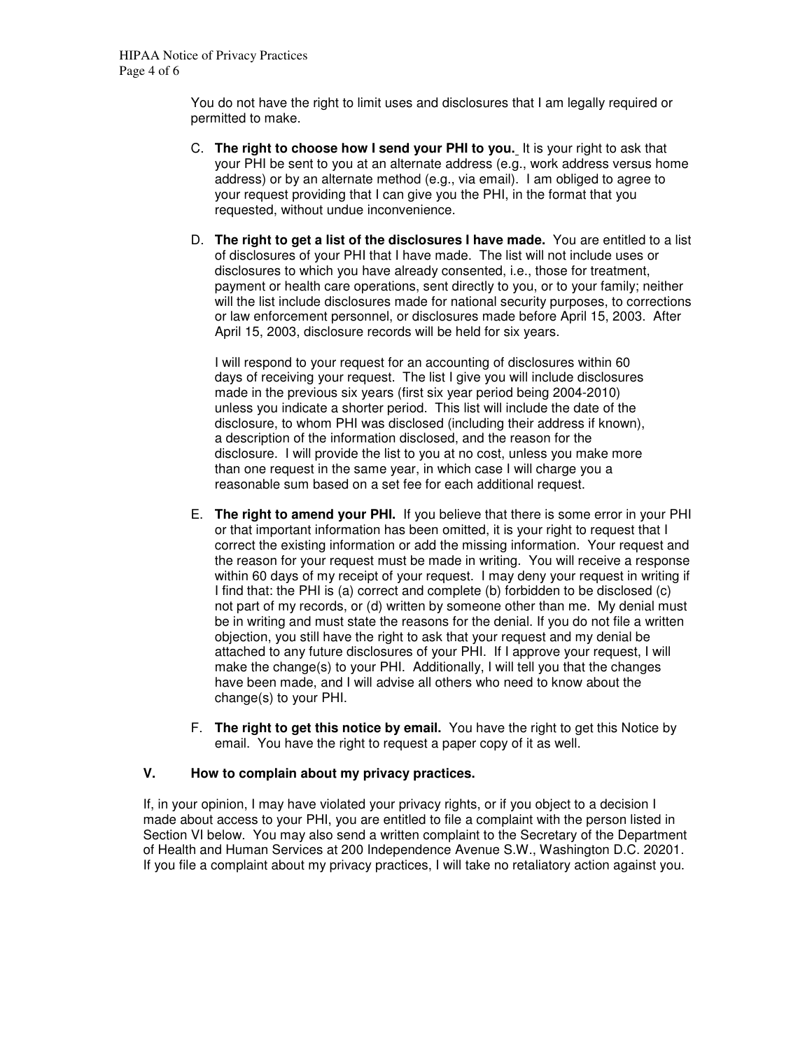You do not have the right to limit uses and disclosures that I am legally required or permitted to make.

C. **The right to choose how I send your PHI to you.** It is your right to ask that your PHI be sent to you at an alternate address (e.g., work address versus home address) or by an alternate method (e.g., via email). I am obliged to agree to your request providing that I can give you the PHI, in the format that you requested, without undue inconvenience.

D. **The right to get a list of the disclosures I have made.** You are entitled to a list of disclosures of your PHI that I have made. The list will not include uses or disclosures to which you have already consented, i.e., those for treatment, payment or health care operations, sent directly to you, or to your family; neither will the list include disclosures made for national security purposes, to corrections or law enforcement personnel, or disclosures made before April 15, 2003. After April 15, 2003, disclosure records will be held for six years.

   I will respond to your request for an accounting of disclosures within 60 days of receiving your request. The list I give you will include disclosures made in the previous six years (first six year period being 2004-2010) unless you indicate a shorter period. This list will include the date of the disclosure, to whom PHI was disclosed (including their address if known), a description of the information disclosed, and the reason for the disclosure. I will provide the list to you at no cost, unless you make more than one request in the same year, in which case I will charge you a reasonable sum based on a set fee for each additional request.

E. **The right to amend your PHI.** If you believe that there is some error in your PHI or that important information has been omitted, it is your right to request that I correct the existing information or add the missing information. Your request and the reason for your request must be made in writing. You will receive a response within 60 days of my receipt of your request. I may deny your request in writing if I find that: the PHI is (a) correct and complete (b) forbidden to be disclosed (c) not part of my records, or (d) written by someone other than me. My denial must be in writing and must state the reasons for the denial. If you do not file a written objection, you still have the right to ask that your request and my denial be attached to any future disclosures of your PHI. If I approve your request, I will make the change(s) to your PHI. Additionally, I will tell you that the changes have been made, and I will advise all others who need to know about the change(s) to your PHI.

F. **The right to get this notice by email.** You have the right to get this Notice by email. You have the right to request a paper copy of it as well.

## V. How to complain about my privacy practices.

If, in your opinion, I may have violated your privacy rights, or if you object to a decision I made about access to your PHI, you are entitled to file a complaint with the person listed in Section VI below. You may also send a written complaint to the Secretary of the Department of Health and Human Services at 200 Independence Avenue S.W., Washington D.C. 20201. If you file a complaint about my privacy practices, I will take no retaliatory action against you.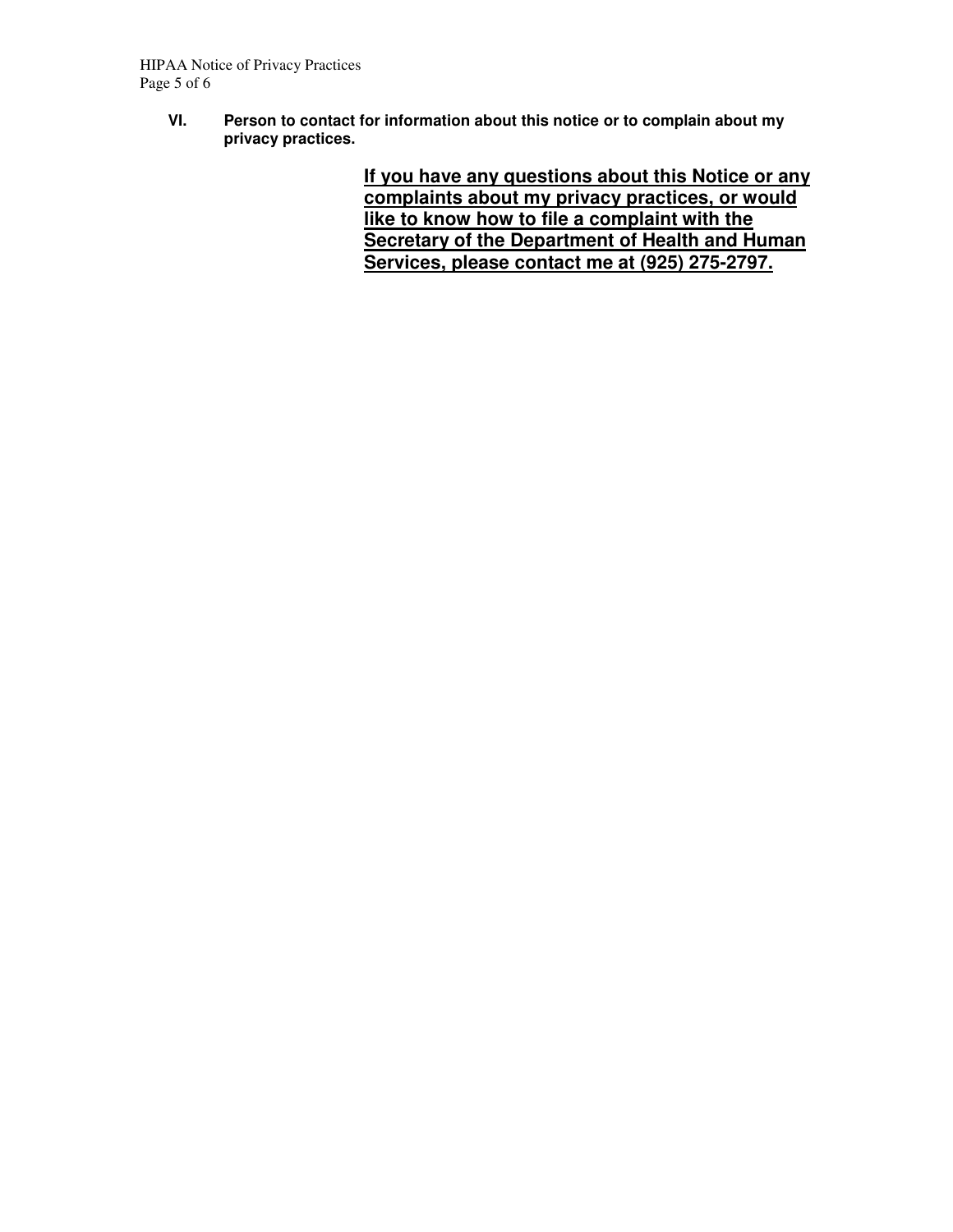## VI. Person to contact for information about this notice or to complain about my privacy practices.

**If you have any questions about this Notice or any complaints about my privacy practices, or would like to know how to file a complaint with the Secretary of the Department of Health and Human Services, please contact me at (925) 275-2797.**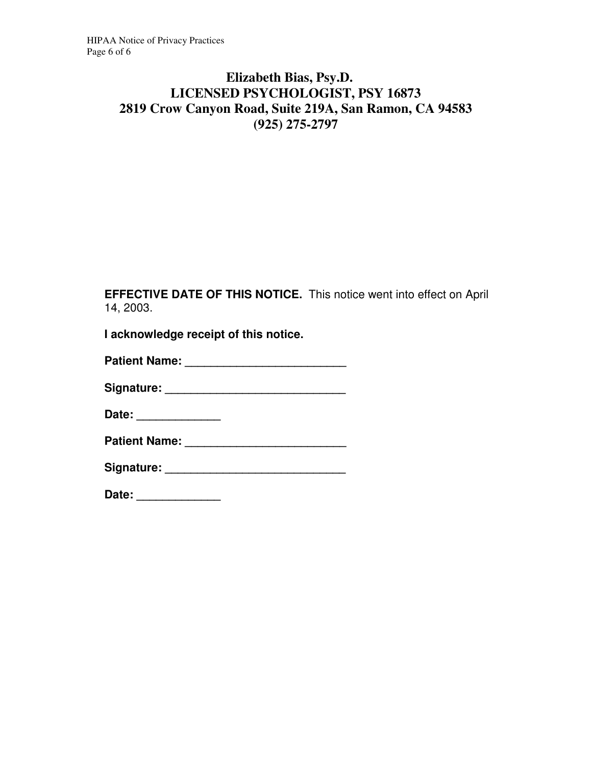# Elizabeth Bias, Psy.D.
# LICENSED PSYCHOLOGIST, PSY 16873
# 2819 Crow Canyon Road, Suite 219A, San Ramon, CA 94583
# (925) 275-2797

**EFFECTIVE DATE OF THIS NOTICE.** This notice went into effect on April 14, 2003.

**I acknowledge receipt of this notice.**

**Patient Name: ________________________**

**Signature: ___________________________**

**Date: ____________**

**Patient Name: ________________________**

**Signature: ___________________________**

**Date: ____________**